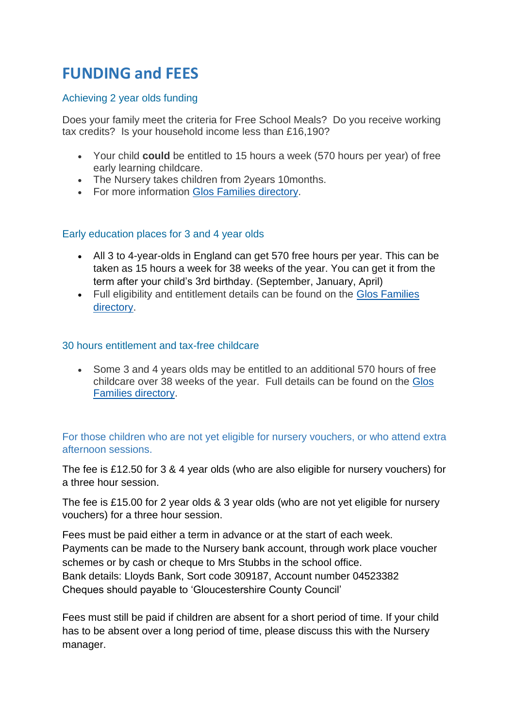# FUNDING and FEES

## Achieving 2 year olds funding

Does your family meet the criteria for Free School Meals? Do you receive working tax credits? Is your household income less than £16,190?

- Your child **could** be entitled to 15 hours a week (570 hours per year) of free early learning childcare.
- The Nursery takes children from 2years 10months.
- For more information Glos Families directory.

## Early education places for 3 and 4 year olds

- All 3 to 4-year-olds in England can get 570 free hours per year. This can be taken as 15 hours a week for 38 weeks of the year. You can get it from the term after your child's 3rd birthday. (September, January, April)
- Full eligibility and entitlement details can be found on the Glos Families directory.

## 30 hours entitlement and tax-free childcare

- Some 3 and 4 years olds may be entitled to an additional 570 hours of free childcare over 38 weeks of the year. Full details can be found on the Glos Families directory.

## For those children who are not yet eligible for nursery vouchers, or who attend extra afternoon sessions.

The fee is £12.50 for 3 & 4 year olds (who are also eligible for nursery vouchers) for a three hour session.

The fee is £15.00 for 2 year olds & 3 year olds (who are not yet eligible for nursery vouchers) for a three hour session.

Fees must be paid either a term in advance or at the start of each week.
Payments can be made to the Nursery bank account, through work place voucher schemes or by cash or cheque to Mrs Stubbs in the school office.
Bank details: Lloyds Bank, Sort code 309187, Account number 04523382
Cheques should payable to 'Gloucestershire County Council'

Fees must still be paid if children are absent for a short period of time. If your child has to be absent over a long period of time, please discuss this with the Nursery manager.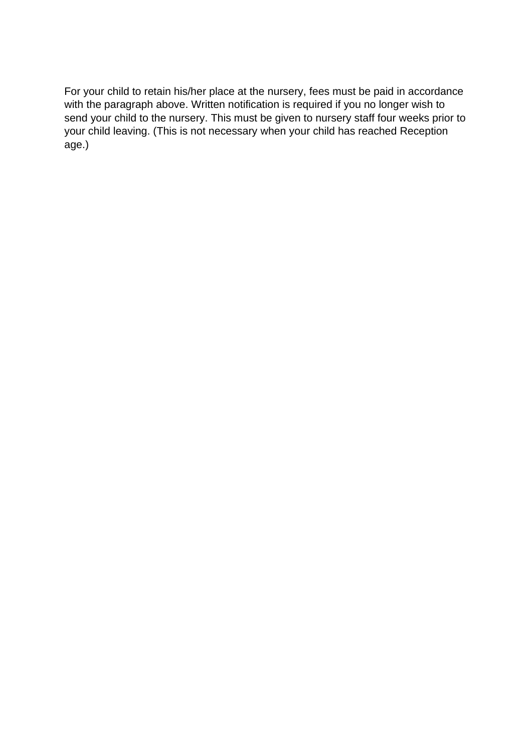For your child to retain his/her place at the nursery, fees must be paid in accordance with the paragraph above. Written notification is required if you no longer wish to send your child to the nursery. This must be given to nursery staff four weeks prior to your child leaving. (This is not necessary when your child has reached Reception age.)